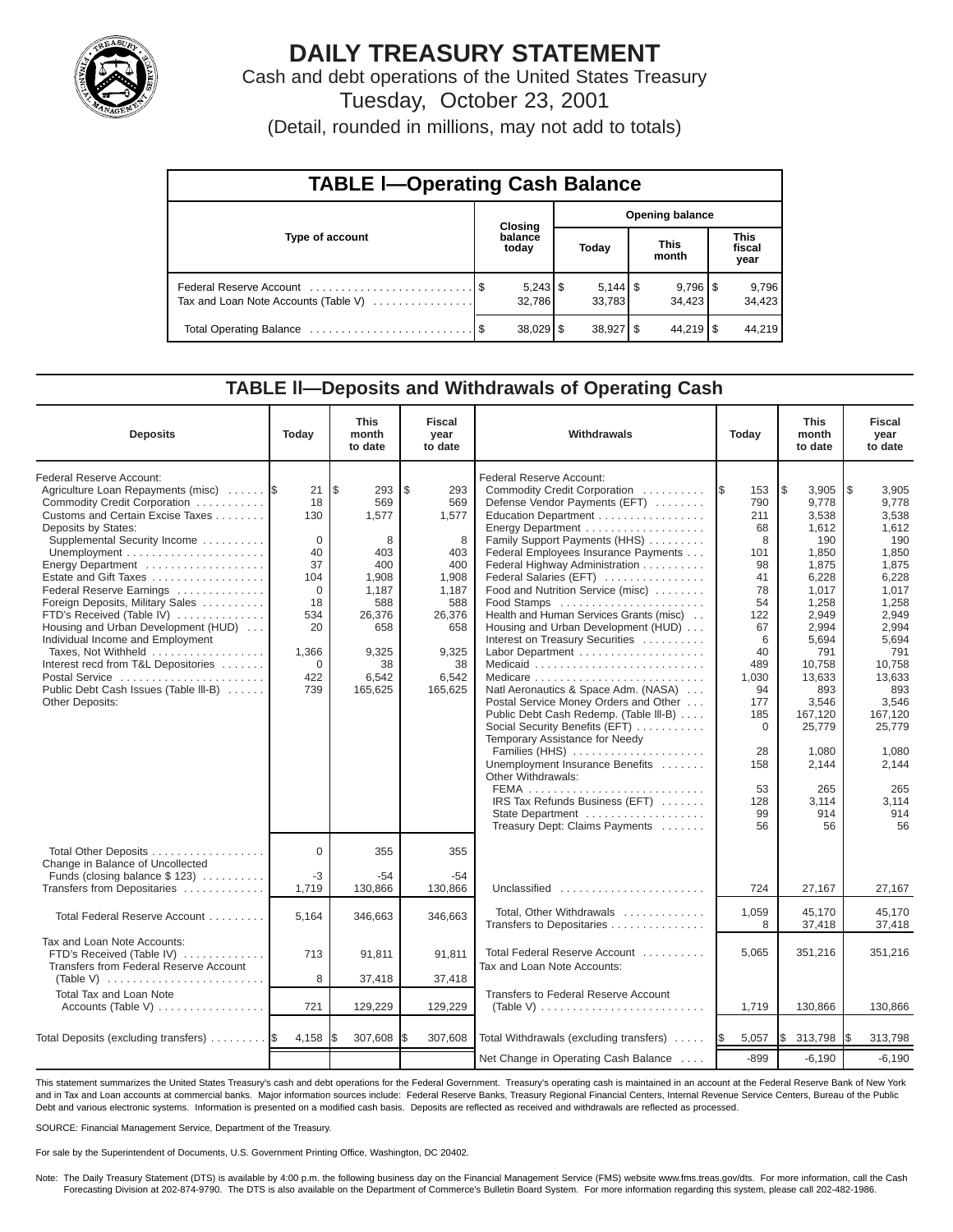# DAILY TREASURY STATEMENT

Cash and debt operations of the United States Treasury

Tuesday, October 23, 2001

(Detail, rounded in millions, may not add to totals)

## TABLE I—Operating Cash Balance

| Type of account | Closing balance today | Opening balance Today | Opening balance This month | Opening balance This fiscal year |
|---|---|---|---|---|
| Federal Reserve Account | $ 5,243 | $ 5,144 | $ 9,796 | $ 9,796 |
| Tax and Loan Note Accounts (Table V) | 32,786 | 33,783 | 34,423 | 34,423 |
| Total Operating Balance | $ 38,029 | $ 38,927 | $ 44,219 | $ 44,219 |

## TABLE II—Deposits and Withdrawals of Operating Cash

| Deposits | Today | This month to date | Fiscal year to date |
|---|---|---|---|
| Federal Reserve Account: | | | |
| Agriculture Loan Repayments (misc) | $ 21 | $ 293 | $ 293 |
| Commodity Credit Corporation | 18 | 569 | 569 |
| Customs and Certain Excise Taxes | 130 | 1,577 | 1,577 |
| Deposits by States: | | | |
| Supplemental Security Income | 0 | 8 | 8 |
| Unemployment | 40 | 403 | 403 |
| Energy Department | 37 | 400 | 400 |
| Estate and Gift Taxes | 104 | 1,908 | 1,908 |
| Federal Reserve Earnings | 0 | 1,187 | 1,187 |
| Foreign Deposits, Military Sales | 18 | 588 | 588 |
| FTD's Received (Table IV) | 534 | 26,376 | 26,376 |
| Housing and Urban Development (HUD) | 20 | 658 | 658 |
| Individual Income and Employment Taxes, Not Withheld | 1,366 | 9,325 | 9,325 |
| Interest recd from T&L Depositories | 0 | 38 | 38 |
| Postal Service | 422 | 6,542 | 6,542 |
| Public Debt Cash Issues (Table III-B) | 739 | 165,625 | 165,625 |
| Other Deposits: | | | |
| Total Other Deposits | 0 | 355 | 355 |
| Change in Balance of Uncollected Funds (closing balance $ 123) | -3 | -54 | -54 |
| Transfers from Depositaries | 1,719 | 130,866 | 130,866 |
| Total Federal Reserve Account | 5,164 | 346,663 | 346,663 |
| Tax and Loan Note Accounts: | | | |
| FTD's Received (Table IV) | 713 | 91,811 | 91,811 |
| Transfers from Federal Reserve Account (Table V) | 8 | 37,418 | 37,418 |
| Total Tax and Loan Note Accounts (Table V) | 721 | 129,229 | 129,229 |
| Total Deposits (excluding transfers) | $ 4,158 | $ 307,608 | $ 307,608 |

| Withdrawals | Today | This month to date | Fiscal year to date |
|---|---|---|---|
| Federal Reserve Account: | | | |
| Commodity Credit Corporation | $ 153 | $ 3,905 | $ 3,905 |
| Defense Vendor Payments (EFT) | 790 | 9,778 | 9,778 |
| Education Department | 211 | 3,538 | 3,538 |
| Energy Department | 68 | 1,612 | 1,612 |
| Family Support Payments (HHS) | 8 | 190 | 190 |
| Federal Employees Insurance Payments | 101 | 1,850 | 1,850 |
| Federal Highway Administration | 98 | 1,875 | 1,875 |
| Federal Salaries (EFT) | 41 | 6,228 | 6,228 |
| Food and Nutrition Service (misc) | 78 | 1,017 | 1,017 |
| Food Stamps | 54 | 1,258 | 1,258 |
| Health and Human Services Grants (misc) | 122 | 2,949 | 2,949 |
| Housing and Urban Development (HUD) | 67 | 2,994 | 2,994 |
| Interest on Treasury Securities | 6 | 5,694 | 5,694 |
| Labor Department | 40 | 791 | 791 |
| Medicaid | 489 | 10,758 | 10,758 |
| Medicare | 1,030 | 13,633 | 13,633 |
| Natl Aeronautics & Space Adm. (NASA) | 94 | 893 | 893 |
| Postal Service Money Orders and Other | 177 | 3,546 | 3,546 |
| Public Debt Cash Redemp. (Table III-B) | 185 | 167,120 | 167,120 |
| Social Security Benefits (EFT) | 0 | 25,779 | 25,779 |
| Temporary Assistance for Needy Families (HHS) | 28 | 1,080 | 1,080 |
| Unemployment Insurance Benefits | 158 | 2,144 | 2,144 |
| Other Withdrawals: | | | |
| FEMA | 53 | 265 | 265 |
| IRS Tax Refunds Business (EFT) | 128 | 3,114 | 3,114 |
| State Department | 99 | 914 | 914 |
| Treasury Dept: Claims Payments | 56 | 56 | 56 |
| Unclassified | 724 | 27,167 | 27,167 |
| Total, Other Withdrawals | 1,059 | 45,170 | 45,170 |
| Transfers to Depositaries | 8 | 37,418 | 37,418 |
| Total Federal Reserve Account | 5,065 | 351,216 | 351,216 |
| Tax and Loan Note Accounts: | | | |
| Transfers to Federal Reserve Account (Table V) | 1,719 | 130,866 | 130,866 |
| Total Withdrawals (excluding transfers) | $ 5,057 | $ 313,798 | $ 313,798 |
| Net Change in Operating Cash Balance | -899 | -6,190 | -6,190 |

This statement summarizes the United States Treasury's cash and debt operations for the Federal Government. Treasury's operating cash is maintained in an account at the Federal Reserve Bank of New York and in Tax and Loan accounts at commercial banks. Major information sources include: Federal Reserve Banks, Treasury Regional Financial Centers, Internal Revenue Service Centers, Bureau of the Public Debt and various electronic systems. Information is presented on a modified cash basis. Deposits are reflected as received and withdrawals are reflected as processed.

SOURCE: Financial Management Service, Department of the Treasury.

For sale by the Superintendent of Documents, U.S. Government Printing Office, Washington, DC 20402.

Note: The Daily Treasury Statement (DTS) is available by 4:00 p.m. the following business day on the Financial Management Service (FMS) website www.fms.treas.gov/dts. For more information, call the Cash Forecasting Division at 202-874-9790. The DTS is also available on the Department of Commerce's Bulletin Board System. For more information regarding this system, please call 202-482-1986.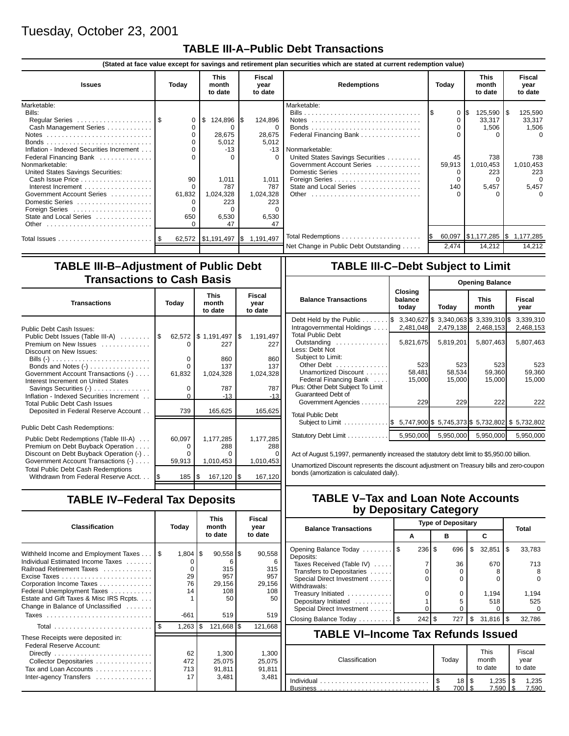Tuesday, October 23, 2001

## TABLE III-A–Public Debt Transactions

(Stated at face value except for savings and retirement plan securities which are stated at current redemption value)

| Issues | Today | This month to date | Fiscal year to date |
|---|---|---|---|
| Marketable: | | | |
| Bills: | | | |
| Regular Series | $ 0 | $ 124,896 | $ 124,896 |
| Cash Management Series | 0 | 0 | 0 |
| Notes | 0 | 28,675 | 28,675 |
| Bonds | 0 | 5,012 | 5,012 |
| Inflation - Indexed Securities Increment | 0 | -13 | -13 |
| Federal Financing Bank | 0 | 0 | 0 |
| Nonmarketable: | | | |
| United States Savings Securities: | | | |
| Cash Issue Price | 90 | 1,011 | 1,011 |
| Interest Increment | 0 | 787 | 787 |
| Government Account Series | 61,832 | 1,024,328 | 1,024,328 |
| Domestic Series | 0 | 223 | 223 |
| Foreign Series | 0 | 0 | 0 |
| State and Local Series | 650 | 6,530 | 6,530 |
| Other | 0 | 47 | 47 |
| Total Issues | $ 62,572 | $1,191,497 | $ 1,191,497 |

| Redemptions | Today | This month to date | Fiscal year to date |
|---|---|---|---|
| Marketable: | | | |
| Bills | $ 0 | $ 125,590 | $ 125,590 |
| Notes | 0 | 33,317 | 33,317 |
| Bonds | 0 | 1,506 | 1,506 |
| Federal Financing Bank | 0 | 0 | 0 |
| Nonmarketable: | | | |
| United States Savings Securities | 45 | 738 | 738 |
| Government Account Series | 59,913 | 1,010,453 | 1,010,453 |
| Domestic Series | 0 | 223 | 223 |
| Foreign Series | 0 | 0 | 0 |
| State and Local Series | 140 | 5,457 | 5,457 |
| Other | 0 | 0 | 0 |
| Total Redemptions | $ 60,097 | $1,177,285 | $ 1,177,285 |
| Net Change in Public Debt Outstanding | 2,474 | 14,212 | 14,212 |

## TABLE III-B–Adjustment of Public Debt Transactions to Cash Basis

| Transactions | Today | This month to date | Fiscal year to date |
|---|---|---|---|
| Public Debt Cash Issues: | | | |
| Public Debt Issues (Table III-A) | $ 62,572 | $ 1,191,497 | $ 1,191,497 |
| Premium on New Issues | 0 | 227 | 227 |
| Discount on New Issues: | | | |
| Bills (-) | 0 | 860 | 860 |
| Bonds and Notes (-) | 0 | 137 | 137 |
| Government Account Transactions (-) | 61,832 | 1,024,328 | 1,024,328 |
| Interest Increment on United States Savings Securities (-) | 0 | 787 | 787 |
| Inflation - Indexed Securities Increment | 0 | -13 | -13 |
| Total Public Debt Cash Issues Deposited in Federal Reserve Account | 739 | 165,625 | 165,625 |
| Public Debt Cash Redemptions: | | | |
| Public Debt Redemptions (Table III-A) | 60,097 | 1,177,285 | 1,177,285 |
| Premium on Debt Buyback Operation | 0 | 288 | 288 |
| Discount on Debt Buyback Operation (-) | 0 | 0 | 0 |
| Government Account Transactions (-) | 59,913 | 1,010,453 | 1,010,453 |
| Total Public Debt Cash Redemptions Withdrawn from Federal Reserve Acct. | $ 185 | $ 167,120 | $ 167,120 |

## TABLE III-C–Debt Subject to Limit

| Balance Transactions | Closing balance today | Opening Balance Today | Opening Balance This month | Opening Balance Fiscal year |
|---|---|---|---|---|
| Debt Held by the Public | $ 3,340,627 | $ 3,340,063 | $ 3,339,310 | $ 3,339,310 |
| Intragovernmental Holdings | 2,481,048 | 2,479,138 | 2,468,153 | 2,468,153 |
| Total Public Debt Outstanding | 5,821,675 | 5,819,201 | 5,807,463 | 5,807,463 |
| Less: Debt Not Subject to Limit: | | | | |
| Other Debt | 523 | 523 | 523 | 523 |
| Unamortized Discount | 58,481 | 58,534 | 59,360 | 59,360 |
| Federal Financing Bank | 15,000 | 15,000 | 15,000 | 15,000 |
| Plus: Other Debt Subject to Limit Guaranteed Debt of Government Agencies | 229 | 229 | 222 | 222 |
| Total Public Debt Subject to Limit | $ 5,747,900 | $ 5,745,373 | $ 5,732,802 | $ 5,732,802 |
| Statutory Debt Limit | 5,950,000 | 5,950,000 | 5,950,000 | 5,950,000 |

Act of August 5,1997, permanently increased the statutory debt limit to $5,950.00 billion.

Unamortized Discount represents the discount adjustment on Treasury bills and zero-coupon bonds (amortization is calculated daily).

## TABLE IV–Federal Tax Deposits

| Classification | Today | This month to date | Fiscal year to date |
|---|---|---|---|
| Withheld Income and Employment Taxes | $ 1,804 | $ 90,558 | $ 90,558 |
| Individual Estimated Income Taxes | 0 | 6 | 6 |
| Railroad Retirement Taxes | 0 | 315 | 315 |
| Excise Taxes | 29 | 957 | 957 |
| Corporation Income Taxes | 76 | 29,156 | 29,156 |
| Federal Unemployment Taxes | 14 | 108 | 108 |
| Estate and Gift Taxes & Misc IRS Rcpts. | 1 | 50 | 50 |
| Change in Balance of Unclassified Taxes | -661 | 519 | 519 |
| Total | $ 1,263 | $ 121,668 | $ 121,668 |
| These Receipts were deposited in: | | | |
| Federal Reserve Account: | | | |
| Directly | 62 | 1,300 | 1,300 |
| Collector Depositaries | 472 | 25,075 | 25,075 |
| Tax and Loan Accounts | 713 | 91,811 | 91,811 |
| Inter-agency Transfers | 17 | 3,481 | 3,481 |

## TABLE V–Tax and Loan Note Accounts by Depositary Category

| Balance Transactions | Type of Depositary A | B | C | Total |
|---|---|---|---|---|
| Opening Balance Today | $ 236 | $ 696 | $ 32,851 | $ 33,783 |
| Deposits: | | | | |
| Taxes Received (Table IV) | 7 | 36 | 670 | 713 |
| Transfers to Depositaries | 0 | 0 | 8 | 8 |
| Special Direct Investment | 0 | 0 | 0 | 0 |
| Withdrawals: | | | | |
| Treasury Initiated | 0 | 0 | 1,194 | 1,194 |
| Depositary Initiated | 1 | 5 | 518 | 525 |
| Special Direct Investment | 0 | 0 | 0 | 0 |
| Closing Balance Today | $ 242 | $ 727 | $ 31,816 | $ 32,786 |

## TABLE VI–Income Tax Refunds Issued

| Classification | Today | This month to date | Fiscal year to date |
|---|---|---|---|
| Individual | $ 18 | $ 1,235 | $ 1,235 |
| Business | $ 700 | $ 7,590 | $ 7,590 |